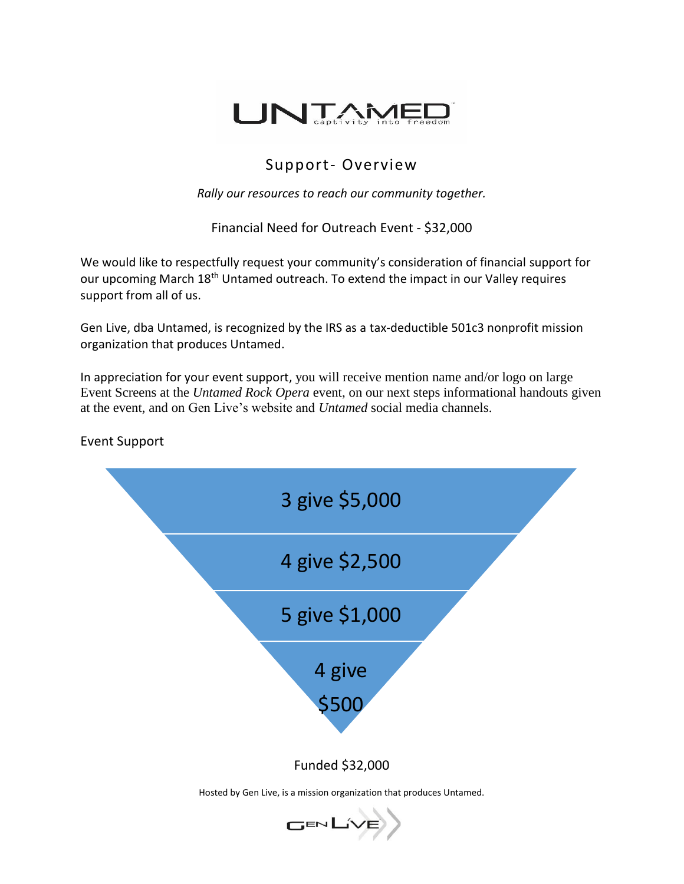# UNTAMED

captivity into freedom

## Support- Overview

*Rally our resources to reach our community together.*

Financial Need for Outreach Event - $32,000

We would like to respectfully request your community's consideration of financial support for our upcoming March 18th Untamed outreach. To extend the impact in our Valley requires support from all of us.

Gen Live, dba Untamed, is recognized by the IRS as a tax-deductible 501c3 nonprofit mission organization that produces Untamed.

In appreciation for your event support, you will receive mention name and/or logo on large Event Screens at the *Untamed Rock Opera* event, on our next steps informational handouts given at the event, and on Gen Live's website and *Untamed* social media channels.

Event Support

- 3 give $5,000
- 4 give $2,500
- 5 give $1,000
- 4 give $500

Funded $32,000

Hosted by Gen Live, is a mission organization that produces Untamed.

GEN LIVE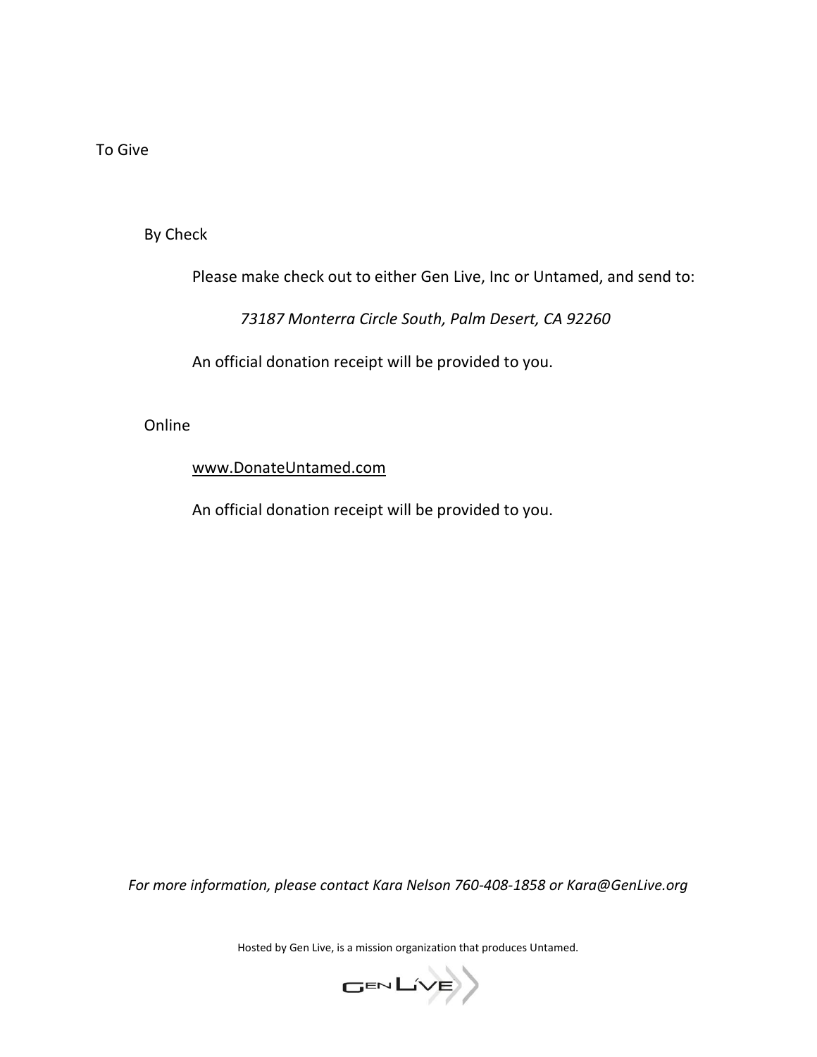## To Give

### By Check

Please make check out to either Gen Live, Inc or Untamed, and send to:

*73187 Monterra Circle South, Palm Desert, CA 92260*

An official donation receipt will be provided to you.

### Online

www.DonateUntamed.com

An official donation receipt will be provided to you.

*For more information, please contact Kara Nelson 760-408-1858 or Kara@GenLive.org*

Hosted by Gen Live, is a mission organization that produces Untamed.

GEN LIVE